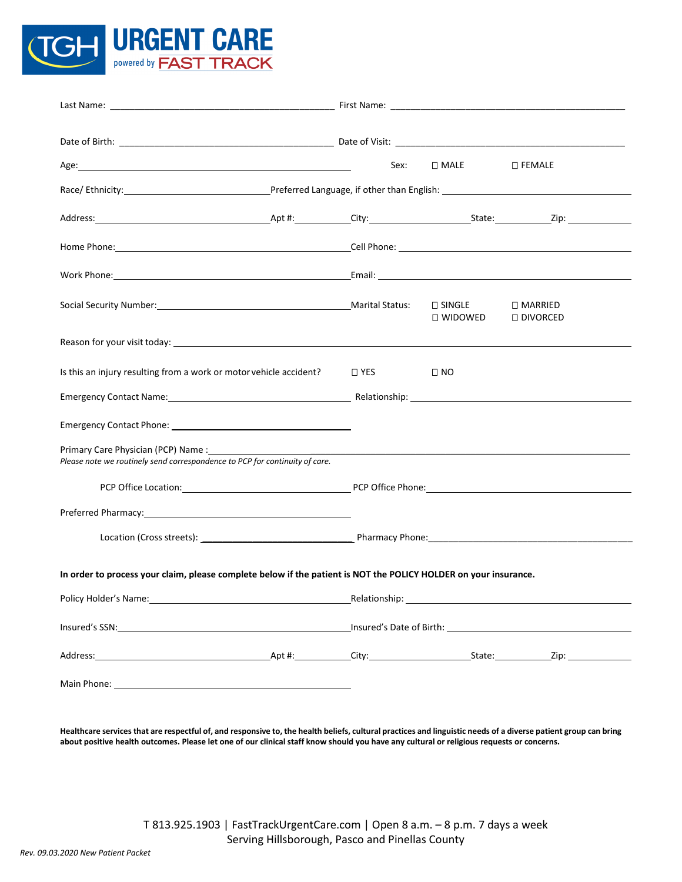# TGH URGENT CARE powered by FAST TRACK

Last Name: ______________________________ First Name: ______________________________

Date of Birth: ______________________________ Date of Visit: ______________________________

Age: ______________________________ Sex: ☐ MALE ☐ FEMALE

Race/ Ethnicity: ____________________ Preferred Language, if other than English: ____________________

Address: ____________________ Apt #: __________ City: ____________ State: ________ Zip: ________

Home Phone: ______________________________ Cell Phone: ______________________________

Work Phone: ______________________________ Email: ______________________________

Social Security Number: ______________________________ Marital Status: ☐ SINGLE ☐ MARRIED ☐ WIDOWED ☐ DIVORCED

Reason for your visit today: ______________________________

Is this an injury resulting from a work or motor vehicle accident? ☐ YES ☐ NO

Emergency Contact Name: ______________________________ Relationship: ______________________________

Emergency Contact Phone: ______________________________

Primary Care Physician (PCP) Name: ______________________________

*Please note we routinely send correspondence to PCP for continuity of care.*

PCP Office Location: ______________________________ PCP Office Phone: ______________________________

Preferred Pharmacy: ______________________________

Location (Cross streets): ______________________________ Pharmacy Phone: ______________________________

**In order to process your claim, please complete below if the patient is NOT the POLICY HOLDER on your insurance.**

Policy Holder's Name: ______________________________ Relationship: ______________________________

Insured's SSN: ______________________________ Insured's Date of Birth: ______________________________

Address: ____________________ Apt #: __________ City: ____________ State: ________ Zip: ________

Main Phone: ______________________________

**Healthcare services that are respectful of, and responsive to, the health beliefs, cultural practices and linguistic needs of a diverse patient group can bring about positive health outcomes. Please let one of our clinical staff know should you have any cultural or religious requests or concerns.**

T 813.925.1903 | FastTrackUrgentCare.com | Open 8 a.m. – 8 p.m. 7 days a week
Serving Hillsborough, Pasco and Pinellas County

*Rev. 09.03.2020 New Patient Packet*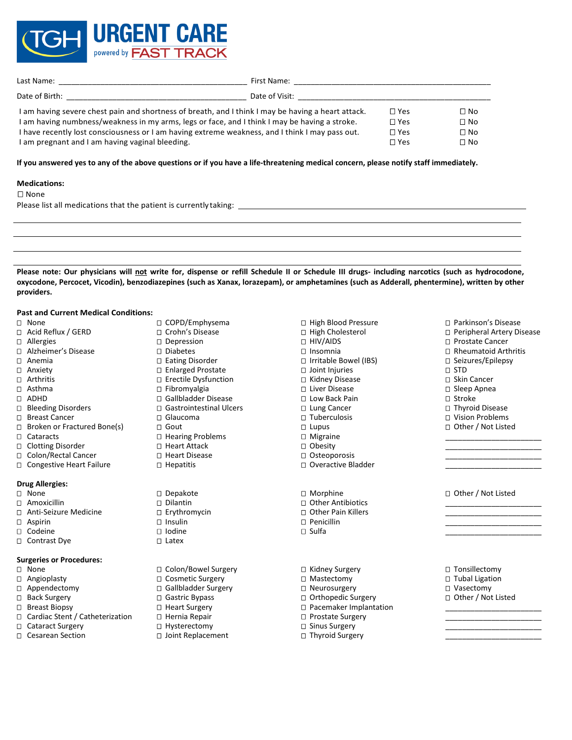# TGH URGENT CARE powered by FAST TRACK

Last Name: ____________________________________________ First Name: ________________________________________________

Date of Birth: __________________________________________ Date of Visit: ____________________________________________

| | | |
|---|---|---|
| I am having severe chest pain and shortness of breath, and I think I may be having a heart attack. | ☐ Yes | ☐ No |
| I am having numbness/weakness in my arms, legs or face, and I think I may be having a stroke. | ☐ Yes | ☐ No |
| I have recently lost consciousness or I am having extreme weakness, and I think I may pass out. | ☐ Yes | ☐ No |
| I am pregnant and I am having vaginal bleeding. | ☐ Yes | ☐ No |

**If you answered yes to any of the above questions or if you have a life-threatening medical concern, please notify staff immediately.**

**Medications:**

☐ None

Please list all medications that the patient is currently taking: ______________________________________________________

________________________________________________________________________________________________

________________________________________________________________________________________________

________________________________________________________________________________________________

________________________________________________________________________________________________

**Please note: Our physicians will not write for, dispense or refill Schedule II or Schedule III drugs- including narcotics (such as hydrocodone, oxycodone, Percocet, Vicodin), benzodiazepines (such as Xanax, lorazepam), or amphetamines (such as Adderall, phentermine), written by other providers.**

**Past and Current Medical Conditions:**

| | | | |
|---|---|---|---|
| ☐ None | ☐ COPD/Emphysema | ☐ High Blood Pressure | ☐ Parkinson's Disease |
| ☐ Acid Reflux / GERD | ☐ Crohn's Disease | ☐ High Cholesterol | ☐ Peripheral Artery Disease |
| ☐ Allergies | ☐ Depression | ☐ HIV/AIDS | ☐ Prostate Cancer |
| ☐ Alzheimer's Disease | ☐ Diabetes | ☐ Insomnia | ☐ Rheumatoid Arthritis |
| ☐ Anemia | ☐ Eating Disorder | ☐ Irritable Bowel (IBS) | ☐ Seizures/Epilepsy |
| ☐ Anxiety | ☐ Enlarged Prostate | ☐ Joint Injuries | ☐ STD |
| ☐ Arthritis | ☐ Erectile Dysfunction | ☐ Kidney Disease | ☐ Skin Cancer |
| ☐ Asthma | ☐ Fibromyalgia | ☐ Liver Disease | ☐ Sleep Apnea |
| ☐ ADHD | ☐ Gallbladder Disease | ☐ Low Back Pain | ☐ Stroke |
| ☐ Bleeding Disorders | ☐ Gastrointestinal Ulcers | ☐ Lung Cancer | ☐ Thyroid Disease |
| ☐ Breast Cancer | ☐ Glaucoma | ☐ Tuberculosis | ☐ Vision Problems |
| ☐ Broken or Fractured Bone(s) | ☐ Gout | ☐ Lupus | ☐ Other / Not Listed |
| ☐ Cataracts | ☐ Hearing Problems | ☐ Migraine | ______________________ |
| ☐ Clotting Disorder | ☐ Heart Attack | ☐ Obesity | ______________________ |
| ☐ Colon/Rectal Cancer | ☐ Heart Disease | ☐ Osteoporosis | ______________________ |
| ☐ Congestive Heart Failure | ☐ Hepatitis | ☐ Overactive Bladder | ______________________ |

**Drug Allergies:**

| | | | |
|---|---|---|---|
| ☐ None | ☐ Depakote | ☐ Morphine | ☐ Other / Not Listed |
| ☐ Amoxicillin | ☐ Dilantin | ☐ Other Antibiotics | ______________________ |
| ☐ Anti-Seizure Medicine | ☐ Erythromycin | ☐ Other Pain Killers | ______________________ |
| ☐ Aspirin | ☐ Insulin | ☐ Penicillin | ______________________ |
| ☐ Codeine | ☐ Iodine | ☐ Sulfa | ______________________ |
| ☐ Contrast Dye | ☐ Latex | | |

**Surgeries or Procedures:**

| | | | |
|---|---|---|---|
| ☐ None | ☐ Colon/Bowel Surgery | ☐ Kidney Surgery | ☐ Tonsillectomy |
| ☐ Angioplasty | ☐ Cosmetic Surgery | ☐ Mastectomy | ☐ Tubal Ligation |
| ☐ Appendectomy | ☐ Gallbladder Surgery | ☐ Neurosurgery | ☐ Vasectomy |
| ☐ Back Surgery | ☐ Gastric Bypass | ☐ Orthopedic Surgery | ☐ Other / Not Listed |
| ☐ Breast Biopsy | ☐ Heart Surgery | ☐ Pacemaker Implantation | ______________________ |
| ☐ Cardiac Stent / Catheterization | ☐ Hernia Repair | ☐ Prostate Surgery | ______________________ |
| ☐ Cataract Surgery | ☐ Hysterectomy | ☐ Sinus Surgery | ______________________ |
| ☐ Cesarean Section | ☐ Joint Replacement | ☐ Thyroid Surgery | ______________________ |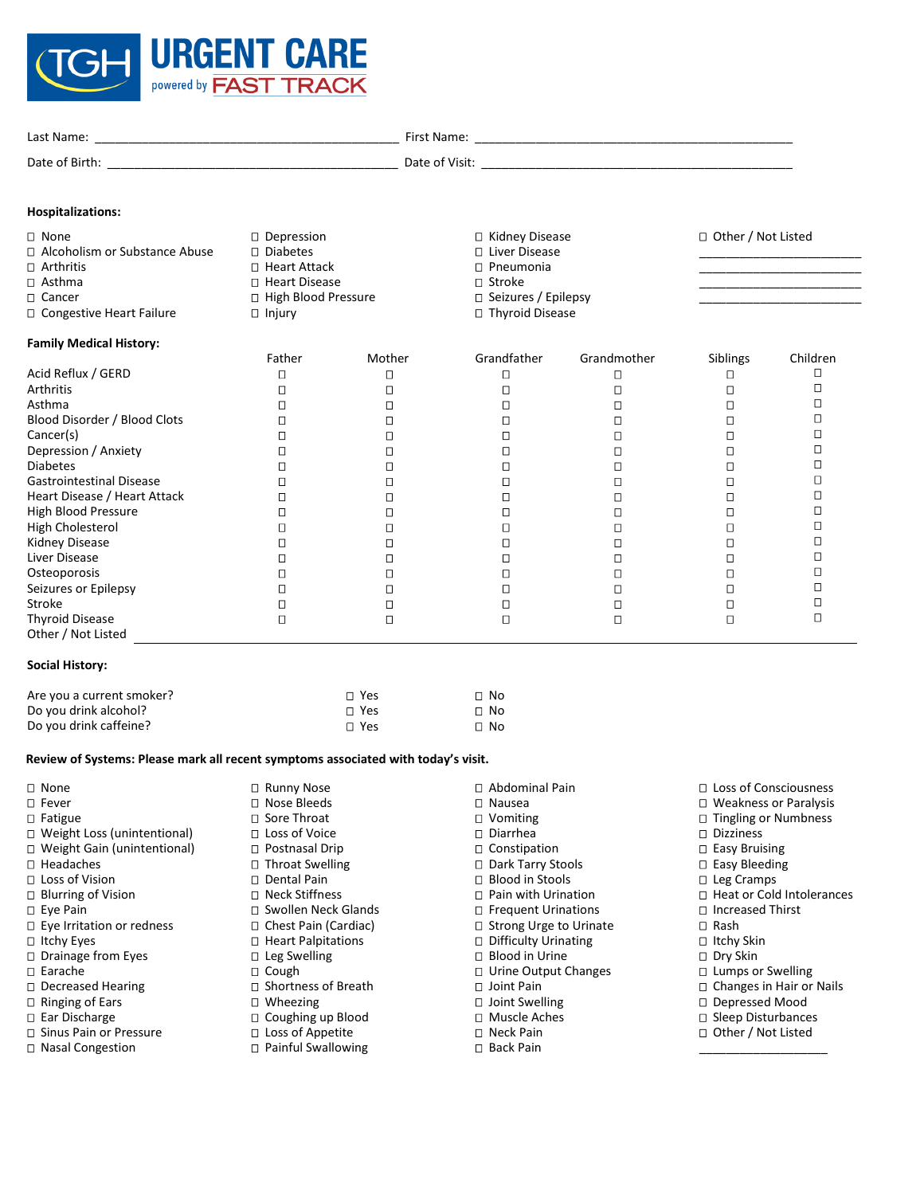# TGH URGENT CARE powered by FAST TRACK

Last Name: ___________________________________________ First Name: _______________________________________________

Date of Birth: __________________________________________ Date of Visit: _____________________________________________

**Hospitalizations:**

☐ None
☐ Alcoholism or Substance Abuse
☐ Arthritis
☐ Asthma
☐ Cancer
☐ Congestive Heart Failure
☐ Depression
☐ Diabetes
☐ Heart Attack
☐ Heart Disease
☐ High Blood Pressure
☐ Injury
☐ Kidney Disease
☐ Liver Disease
☐ Pneumonia
☐ Stroke
☐ Seizures / Epilepsy
☐ Thyroid Disease
☐ Other / Not Listed
________________________
________________________
________________________
________________________

**Family Medical History:**

| | Father | Mother | Grandfather | Grandmother | Siblings | Children |
|---|---|---|---|---|---|---|
| Acid Reflux / GERD | ☐ | ☐ | ☐ | ☐ | ☐ | ☐ |
| Arthritis | ☐ | ☐ | ☐ | ☐ | ☐ | ☐ |
| Asthma | ☐ | ☐ | ☐ | ☐ | ☐ | ☐ |
| Blood Disorder / Blood Clots | ☐ | ☐ | ☐ | ☐ | ☐ | ☐ |
| Cancer(s) | ☐ | ☐ | ☐ | ☐ | ☐ | ☐ |
| Depression / Anxiety | ☐ | ☐ | ☐ | ☐ | ☐ | ☐ |
| Diabetes | ☐ | ☐ | ☐ | ☐ | ☐ | ☐ |
| Gastrointestinal Disease | ☐ | ☐ | ☐ | ☐ | ☐ | ☐ |
| Heart Disease / Heart Attack | ☐ | ☐ | ☐ | ☐ | ☐ | ☐ |
| High Blood Pressure | ☐ | ☐ | ☐ | ☐ | ☐ | ☐ |
| High Cholesterol | ☐ | ☐ | ☐ | ☐ | ☐ | ☐ |
| Kidney Disease | ☐ | ☐ | ☐ | ☐ | ☐ | ☐ |
| Liver Disease | ☐ | ☐ | ☐ | ☐ | ☐ | ☐ |
| Osteoporosis | ☐ | ☐ | ☐ | ☐ | ☐ | ☐ |
| Seizures or Epilepsy | ☐ | ☐ | ☐ | ☐ | ☐ | ☐ |
| Stroke | ☐ | ☐ | ☐ | ☐ | ☐ | ☐ |
| Thyroid Disease | ☐ | ☐ | ☐ | ☐ | ☐ | ☐ |

Other / Not Listed ____________________________________________________________________________________________

**Social History:**

| | | |
|---|---|---|
| Are you a current smoker? | ☐ Yes | ☐ No |
| Do you drink alcohol? | ☐ Yes | ☐ No |
| Do you drink caffeine? | ☐ Yes | ☐ No |

**Review of Systems: Please mark all recent symptoms associated with today's visit.**

☐ None
☐ Fever
☐ Fatigue
☐ Weight Loss (unintentional)
☐ Weight Gain (unintentional)
☐ Headaches
☐ Loss of Vision
☐ Blurring of Vision
☐ Eye Pain
☐ Eye Irritation or redness
☐ Itchy Eyes
☐ Drainage from Eyes
☐ Earache
☐ Decreased Hearing
☐ Ringing of Ears
☐ Ear Discharge
☐ Sinus Pain or Pressure
☐ Nasal Congestion
☐ Runny Nose
☐ Nose Bleeds
☐ Sore Throat
☐ Loss of Voice
☐ Postnasal Drip
☐ Throat Swelling
☐ Dental Pain
☐ Neck Stiffness
☐ Swollen Neck Glands
☐ Chest Pain (Cardiac)
☐ Heart Palpitations
☐ Leg Swelling
☐ Cough
☐ Shortness of Breath
☐ Wheezing
☐ Coughing up Blood
☐ Loss of Appetite
☐ Painful Swallowing
☐ Abdominal Pain
☐ Nausea
☐ Vomiting
☐ Diarrhea
☐ Constipation
☐ Dark Tarry Stools
☐ Blood in Stools
☐ Pain with Urination
☐ Frequent Urinations
☐ Strong Urge to Urinate
☐ Difficulty Urinating
☐ Blood in Urine
☐ Urine Output Changes
☐ Joint Pain
☐ Joint Swelling
☐ Muscle Aches
☐ Neck Pain
☐ Back Pain
☐ Loss of Consciousness
☐ Weakness or Paralysis
☐ Tingling or Numbness
☐ Dizziness
☐ Easy Bruising
☐ Easy Bleeding
☐ Leg Cramps
☐ Heat or Cold Intolerances
☐ Increased Thirst
☐ Rash
☐ Itchy Skin
☐ Dry Skin
☐ Lumps or Swelling
☐ Changes in Hair or Nails
☐ Depressed Mood
☐ Sleep Disturbances
☐ Other / Not Listed
____________________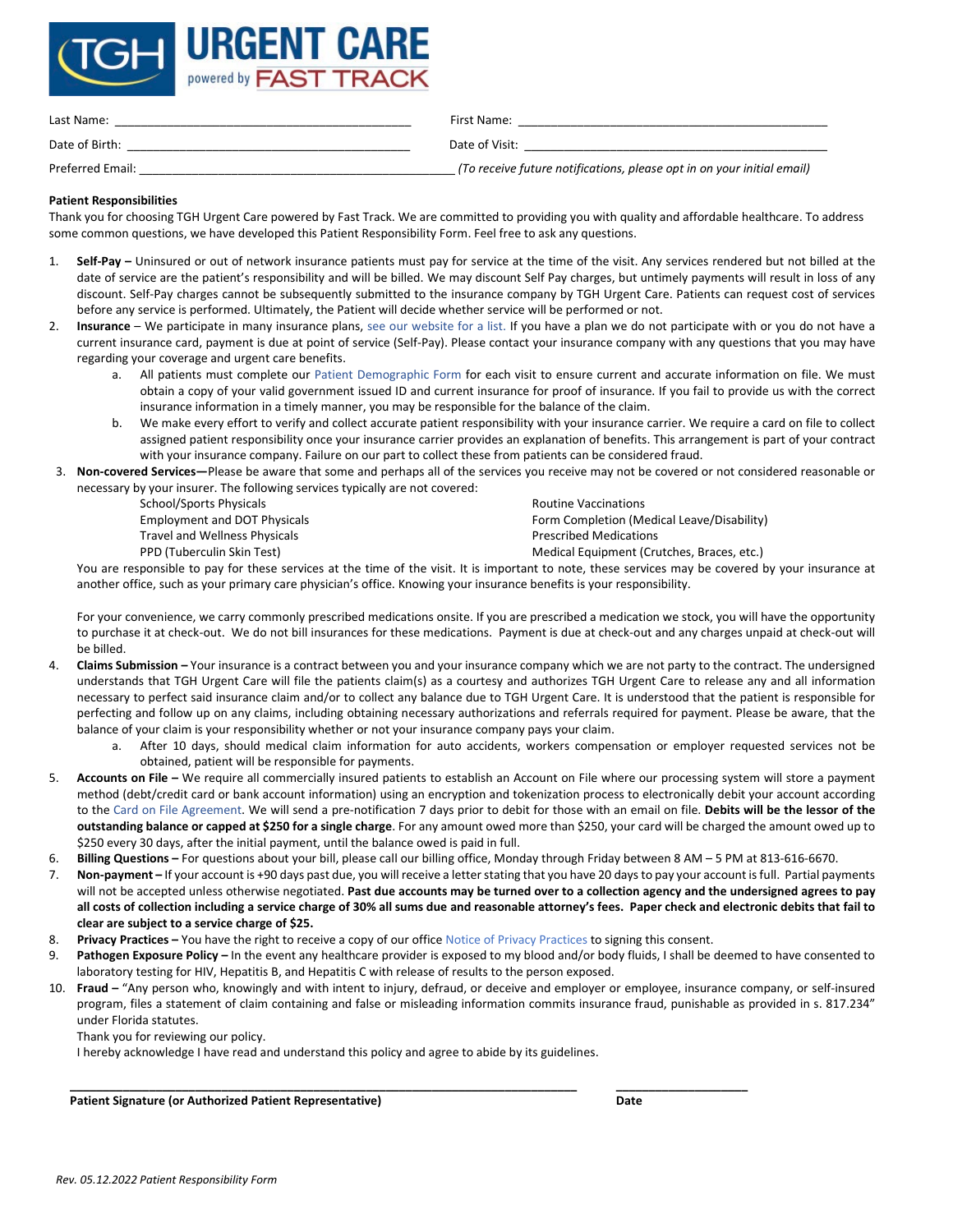**TGH URGENT CARE** powered by **FAST TRACK**

Last Name: ___________________________ First Name: ___________________________

Date of Birth: ___________________________ Date of Visit: ___________________________

Preferred Email: ___________________________ *(To receive future notifications, please opt in on your initial email)*

**Patient Responsibilities**

Thank you for choosing TGH Urgent Care powered by Fast Track. We are committed to providing you with quality and affordable healthcare. To address some common questions, we have developed this Patient Responsibility Form. Feel free to ask any questions.

1. **Self-Pay –** Uninsured or out of network insurance patients must pay for service at the time of the visit. Any services rendered but not billed at the date of service are the patient's responsibility and will be billed. We may discount Self Pay charges, but untimely payments will result in loss of any discount. Self-Pay charges cannot be subsequently submitted to the insurance company by TGH Urgent Care. Patients can request cost of services before any service is performed. Ultimately, the Patient will decide whether service will be performed or not.
2. **Insurance** – We participate in many insurance plans, see our website for a list. If you have a plan we do not participate with or you do not have a current insurance card, payment is due at point of service (Self-Pay). Please contact your insurance company with any questions that you may have regarding your coverage and urgent care benefits.
   a. All patients must complete our Patient Demographic Form for each visit to ensure current and accurate information on file. We must obtain a copy of your valid government issued ID and current insurance for proof of insurance. If you fail to provide us with the correct insurance information in a timely manner, you may be responsible for the balance of the claim.
   b. We make every effort to verify and collect accurate patient responsibility with your insurance carrier. We require a card on file to collect assigned patient responsibility once your insurance carrier provides an explanation of benefits. This arrangement is part of your contract with your insurance company. Failure on our part to collect these from patients can be considered fraud.
3. **Non-covered Services—**Please be aware that some and perhaps all of the services you receive may not be covered or not considered reasonable or necessary by your insurer. The following services typically are not covered:

   | | |
   |---|---|
   | School/Sports Physicals | Routine Vaccinations |
   | Employment and DOT Physicals | Form Completion (Medical Leave/Disability) |
   | Travel and Wellness Physicals | Prescribed Medications |
   | PPD (Tuberculin Skin Test) | Medical Equipment (Crutches, Braces, etc.) |

   You are responsible to pay for these services at the time of the visit. It is important to note, these services may be covered by your insurance at another office, such as your primary care physician's office. Knowing your insurance benefits is your responsibility.

   For your convenience, we carry commonly prescribed medications onsite. If you are prescribed a medication we stock, you will have the opportunity to purchase it at check-out. We do not bill insurances for these medications. Payment is due at check-out and any charges unpaid at check-out will be billed.
4. **Claims Submission –** Your insurance is a contract between you and your insurance company which we are not party to the contract. The undersigned understands that TGH Urgent Care will file the patients claim(s) as a courtesy and authorizes TGH Urgent Care to release any and all information necessary to perfect said insurance claim and/or to collect any balance due to TGH Urgent Care. It is understood that the patient is responsible for perfecting and follow up on any claims, including obtaining necessary authorizations and referrals required for payment. Please be aware, that the balance of your claim is your responsibility whether or not your insurance company pays your claim.
   a. After 10 days, should medical claim information for auto accidents, workers compensation or employer requested services not be obtained, patient will be responsible for payments.
5. **Accounts on File –** We require all commercially insured patients to establish an Account on File where our processing system will store a payment method (debt/credit card or bank account information) using an encryption and tokenization process to electronically debit your account according to the Card on File Agreement. We will send a pre-notification 7 days prior to debit for those with an email on file. **Debits will be the lessor of the outstanding balance or capped at $250 for a single charge**. For any amount owed more than $250, your card will be charged the amount owed up to $250 every 30 days, after the initial payment, until the balance owed is paid in full.
6. **Billing Questions –** For questions about your bill, please call our billing office, Monday through Friday between 8 AM – 5 PM at 813-616-6670.
7. **Non-payment –** If your account is +90 days past due, you will receive a letter stating that you have 20 days to pay your account is full. Partial payments will not be accepted unless otherwise negotiated. **Past due accounts may be turned over to a collection agency and the undersigned agrees to pay all costs of collection including a service charge of 30% all sums due and reasonable attorney's fees. Paper check and electronic debits that fail to clear are subject to a service charge of $25.**
8. **Privacy Practices –** You have the right to receive a copy of our office Notice of Privacy Practices to signing this consent.
9. **Pathogen Exposure Policy –** In the event any healthcare provider is exposed to my blood and/or body fluids, I shall be deemed to have consented to laboratory testing for HIV, Hepatitis B, and Hepatitis C with release of results to the person exposed.
10. **Fraud –** "Any person who, knowingly and with intent to injury, defraud, or deceive and employer or employee, insurance company, or self-insured program, files a statement of claim containing and false or misleading information commits insurance fraud, punishable as provided in s. 817.234" under Florida statutes.

    Thank you for reviewing our policy.

    I hereby acknowledge I have read and understand this policy and agree to abide by its guidelines.

_______________________________________________ ____________________

**Patient Signature (or Authorized Patient Representative)** **Date**

*Rev. 05.12.2022 Patient Responsibility Form*